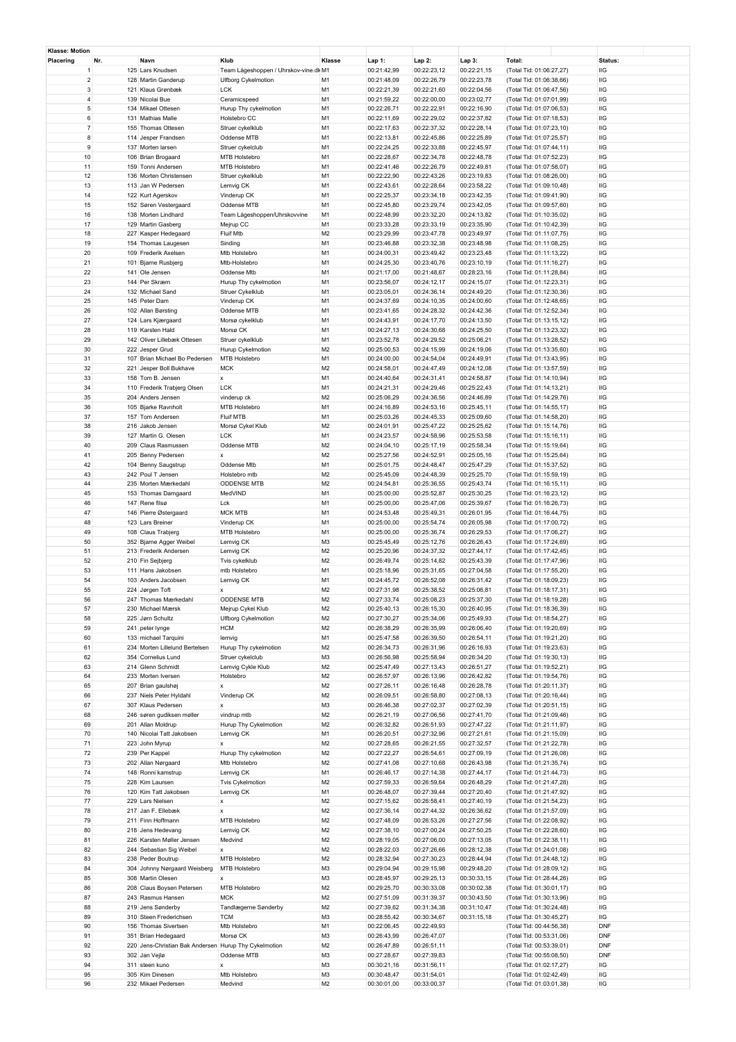**Klasse: Motion**

| Placering | Nr. | Navn | Klub | Klasse | Lap 1: | Lap 2: | Lap 3: | Total: | Status: |
|---|---|---|---|---|---|---|---|---|---|
| 1 | 125 | Lars Knudsen | Team Lågeshoppen / Uhrskov-vine.dk | M1 | 00:21:42,99 | 00:22:23,12 | 00:22:21,15 | (Total Tid: 01:06:27,27) | IIG |
| 2 | 128 | Martin Ganderup | Ulfborg Cykelmotion | M1 | 00:21:48,09 | 00:22:26,79 | 00:22:23,78 | (Total Tid: 01:06:38,66) | IIG |
| 3 | 121 | Klaus Grønbæk | LCK | M1 | 00:22:21,39 | 00:22:21,60 | 00:22:04,56 | (Total Tid: 01:06:47,56) | IIG |
| 4 | 139 | Nicolai Bue | Ceramicspeed | M1 | 00:21:59,22 | 00:22:00,00 | 00:23:02,77 | (Total Tid: 01:07:01,99) | IIG |
| 5 | 134 | Mikael Ottesen | Hurup Thy cykelmotion | M1 | 00:22:26,71 | 00:22:22,91 | 00:22:16,90 | (Total Tid: 01:07:06,53) | IIG |
| 6 | 131 | Mathias Malle | Holstebro CC | M1 | 00:22:11,69 | 00:22:29,02 | 00:22:37,82 | (Total Tid: 01:07:18,53) | IIG |
| 7 | 155 | Thomas Ottesen | Struer cykelklub | M1 | 00:22:17,63 | 00:22:37,32 | 00:22:28,14 | (Total Tid: 01:07:23,10) | IIG |
| 8 | 114 | Jesper Frandsen | Oddense MTB | M1 | 00:22:13,81 | 00:22:45,86 | 00:22:25,89 | (Total Tid: 01:07:25,57) | IIG |
| 9 | 137 | Morten larsen | Struer cykelclub | M1 | 00:22:24,25 | 00:22:33,88 | 00:22:45,97 | (Total Tid: 01:07:44,11) | IIG |
| 10 | 106 | Brian Brogaard | MTB Holstebro | M1 | 00:22:28,67 | 00:22:34,78 | 00:22:48,78 | (Total Tid: 01:07:52,23) | IIG |
| 11 | 159 | Tonni Andersen | MTB Holstebro | M1 | 00:22:41,46 | 00:22:26,79 | 00:22:49,81 | (Total Tid: 01:07:58,07) | IIG |
| 12 | 136 | Morten Christensen | Struer cykelklub | M1 | 00:22:22,90 | 00:22:43,26 | 00:23:19,83 | (Total Tid: 01:08:26,00) | IIG |
| 13 | 113 | Jan W Pedersen | Lemvig CK | M1 | 00:22:43,61 | 00:22:28,64 | 00:23:58,22 | (Total Tid: 01:09:10,48) | IIG |
| 14 | 122 | Kurt Agerskov | Vinderup CK | M1 | 00:22:25,37 | 00:23:34,18 | 00:23:42,35 | (Total Tid: 01:09:41,90) | IIG |
| 15 | 152 | Søren Vestergaard | Oddense MTB | M1 | 00:22:45,80 | 00:23:29,74 | 00:23:42,05 | (Total Tid: 01:09:57,60) | IIG |
| 16 | 138 | Morten Lindhard | Team Lågeshoppen/Uhrskovvine | M1 | 00:22:48,99 | 00:23:32,20 | 00:24:13,82 | (Total Tid: 01:10:35,02) | IIG |
| 17 | 129 | Martin Gasberg | Mejrup CC | M1 | 00:23:33,28 | 00:23:33,19 | 00:23:35,90 | (Total Tid: 01:10:42,39) | IIG |
| 18 | 227 | Kasper Hedegaard | Fluif Mtb | M2 | 00:23:29,99 | 00:23:47,78 | 00:23:49,97 | (Total Tid: 01:11:07,75) | IIG |
| 19 | 154 | Thomas Laugesen | Sinding | M1 | 00:23:46,88 | 00:23:32,38 | 00:23:48,98 | (Total Tid: 01:11:08,25) | IIG |
| 20 | 109 | Frederik Axelsen | Mtb Holstebro | M1 | 00:24:00,31 | 00:23:49,42 | 00:23:23,48 | (Total Tid: 01:11:13,22) | IIG |
| 21 | 101 | Bjarne Rusbjerg | Mtb-Holstebro | M1 | 00:24:25,30 | 00:23:40,76 | 00:23:10,19 | (Total Tid: 01:11:16,27) | IIG |
| 22 | 141 | Ole Jensen | Oddense Mtb | M1 | 00:21:17,00 | 00:21:48,67 | 00:28:23,16 | (Total Tid: 01:11:28,84) | IIG |
| 23 | 144 | Per Skræm | Hurup Thy cykelmotion | M1 | 00:23:56,07 | 00:24:12,17 | 00:24:15,07 | (Total Tid: 01:12:23,31) | IIG |
| 24 | 132 | Michael Sand | Struer Cykelklub | M1 | 00:23:05,01 | 00:24:36,14 | 00:24:49,20 | (Total Tid: 01:12:30,36) | IIG |
| 25 | 145 | Peter Dam | Vinderup CK | M1 | 00:24:37,69 | 00:24:10,35 | 00:24:00,60 | (Total Tid: 01:12:48,65) | IIG |
| 26 | 102 | Allan Børsting | Oddense MTB | M1 | 00:23:41,65 | 00:24:28,32 | 00:24:42,36 | (Total Tid: 01:12:52,34) | IIG |
| 27 | 124 | Lars Kjærgaard | Morsø cykelklub | M1 | 00:24:43,91 | 00:24:17,70 | 00:24:13,50 | (Total Tid: 01:13:15,12) | IIG |
| 28 | 119 | Karsten Hald | Morsø CK | M1 | 00:24:27,13 | 00:24:30,68 | 00:24:25,50 | (Total Tid: 01:13:23,32) | IIG |
| 29 | 142 | Oliver Lillebæk Ottesen | Struer cykelklub | M1 | 00:23:52,78 | 00:24:29,52 | 00:25:06,21 | (Total Tid: 01:13:28,52) | IIG |
| 30 | 222 | Jesper Grud | Hurup Cykelmotion | M2 | 00:25:00,53 | 00:24:15,99 | 00:24:19,06 | (Total Tid: 01:13:35,60) | IIG |
| 31 | 107 | Brian Michael Bo Pedersen | MTB Holstebro | M1 | 00:24:00,00 | 00:24:54,04 | 00:24:49,91 | (Total Tid: 01:13:43,95) | IIG |
| 32 | 221 | Jesper Boll Bukhave | MCK | M2 | 00:24:58,01 | 00:24:47,49 | 00:24:12,08 | (Total Tid: 01:13:57,59) | IIG |
| 33 | 158 | Tom B. Jensen | x | M1 | 00:24:40,64 | 00:24:31,41 | 00:24:58,87 | (Total Tid: 01:14:10,94) | IIG |
| 34 | 110 | Frederik Trabjerg Olsen | LCK | M1 | 00:24:21,31 | 00:24:29,46 | 00:25:22,43 | (Total Tid: 01:14:13,21) | IIG |
| 35 | 204 | Anders Jensen | vinderup ck | M2 | 00:25:06,29 | 00:24:36,56 | 00:24:46,89 | (Total Tid: 01:14:29,76) | IIG |
| 36 | 105 | Bjarke Ravnholt | MTB Holstebro | M1 | 00:24:16,89 | 00:24:53,16 | 00:25:45,11 | (Total Tid: 01:14:55,17) | IIG |
| 37 | 157 | Tom Andersen | Fluif MTB | M1 | 00:25:03,26 | 00:24:45,33 | 00:25:09,60 | (Total Tid: 01:14:58,20) | IIG |
| 38 | 216 | Jakob Jensen | Morsø Cykel Klub | M2 | 00:24:01,91 | 00:25:47,22 | 00:25:25,62 | (Total Tid: 01:15:14,76) | IIG |
| 39 | 127 | Martin G. Olesen | LCK | M1 | 00:24:23,57 | 00:24:58,96 | 00:25:53,58 | (Total Tid: 01:15:16,11) | IIG |
| 40 | 209 | Claus Rasmussen | Oddense MTB | M2 | 00:24:04,10 | 00:25:17,19 | 00:25:58,34 | (Total Tid: 01:15:19,64) | IIG |
| 41 | 205 | Benny Pedersen | x | M2 | 00:25:27,56 | 00:24:52,91 | 00:25:05,16 | (Total Tid: 01:15:25,64) | IIG |
| 42 | 104 | Benny Saugstrup | Oddense Mtb | M1 | 00:25:01,75 | 00:24:48,47 | 00:25:47,29 | (Total Tid: 01:15:37,52) | IIG |
| 43 | 242 | Poul T Jensen | Holstebro mtb | M2 | 00:25:45,09 | 00:24:48,39 | 00:25:25,70 | (Total Tid: 01:15:59,19) | IIG |
| 44 | 235 | Morten Mærkedahl | ODDENSE MTB | M2 | 00:24:54,81 | 00:25:36,55 | 00:25:43,74 | (Total Tid: 01:16:15,11) | IIG |
| 45 | 153 | Thomas Damgaard | MedVIND | M1 | 00:25:00,00 | 00:25:52,87 | 00:25:30,25 | (Total Tid: 01:16:23,12) | IIG |
| 46 | 147 | Rene filsø | Lck | M1 | 00:25:00,00 | 00:25:47,06 | 00:25:39,67 | (Total Tid: 01:16:26,73) | IIG |
| 47 | 146 | Pierre Østergaard | MCK MTB | M1 | 00:24:53,48 | 00:25:49,31 | 00:26:01,95 | (Total Tid: 01:16:44,75) | IIG |
| 48 | 123 | Lars Breiner | Vinderup CK | M1 | 00:25:00,00 | 00:25:54,74 | 00:26:05,98 | (Total Tid: 01:17:00,72) | IIG |
| 49 | 108 | Claus Trabjerg | MTB Holstebro | M1 | 00:25:00,00 | 00:25:36,74 | 00:26:29,53 | (Total Tid: 01:17:06,27) | IIG |
| 50 | 352 | Bjarne Agger Weibel | Lemvig CK | M3 | 00:25:45,49 | 00:25:12,76 | 00:26:26,43 | (Total Tid: 01:17:24,69) | IIG |
| 51 | 213 | Frederik Andersen | Lemvig CK | M2 | 00:25:20,96 | 00:24:37,32 | 00:27:44,17 | (Total Tid: 01:17:42,45) | IIG |
| 52 | 210 | Fin Sejbjerg | Tvis cykelklub | M2 | 00:26:49,74 | 00:25:14,82 | 00:25:43,39 | (Total Tid: 01:17:47,96) | IIG |
| 53 | 111 | Hans Jakobsen | mtb Holstebro | M1 | 00:25:18,96 | 00:25:31,65 | 00:27:04,58 | (Total Tid: 01:17:55,20) | IIG |
| 54 | 103 | Anders Jacobsen | Lemvig CK | M1 | 00:24:45,72 | 00:26:52,08 | 00:26:31,42 | (Total Tid: 01:18:09,23) | IIG |
| 55 | 224 | Jørgen Toft | x | M2 | 00:27:31,98 | 00:25:38,52 | 00:25:06,81 | (Total Tid: 01:18:17,31) | IIG |
| 56 | 247 | Thomas Mærkedahl | ODDENSE MTB | M2 | 00:27:33,74 | 00:25:08,23 | 00:25:37,30 | (Total Tid: 01:18:19,28) | IIG |
| 57 | 230 | Michael Mærsk | Mejrup Cykel Klub | M2 | 00:25:40,13 | 00:26:15,30 | 00:26:40,95 | (Total Tid: 01:18:36,39) | IIG |
| 58 | 225 | Jørn Schultz | Ulfborg Cykelmotion | M2 | 00:27:30,27 | 00:25:34,06 | 00:25:49,93 | (Total Tid: 01:18:54,27) | IIG |
| 59 | 241 | peter lynge | HCM | M2 | 00:26:38,29 | 00:26:35,99 | 00:26:06,40 | (Total Tid: 01:19:20,69) | IIG |
| 60 | 133 | michael Tarquini | lemvig | M1 | 00:25:47,58 | 00:26:39,50 | 00:26:54,11 | (Total Tid: 01:19:21,20) | IIG |
| 61 | 234 | Morten Lillelund Bertelsen | Hurup Thy cykelmotion | M2 | 00:26:34,73 | 00:26:31,96 | 00:26:16,93 | (Total Tid: 01:19:23,63) | IIG |
| 62 | 354 | Cornelius Lund | Struer cykelclub | M3 | 00:26:56,98 | 00:25:58,94 | 00:26:34,20 | (Total Tid: 01:19:30,13) | IIG |
| 63 | 214 | Glenn Schmidt | Lemvig Cykle Klub | M2 | 00:25:47,49 | 00:27:13,43 | 00:26:51,27 | (Total Tid: 01:19:52,21) | IIG |
| 64 | 233 | Morten Iversen | Holstebro | M2 | 00:26:57,97 | 00:26:13,96 | 00:26:42,82 | (Total Tid: 01:19:54,76) | IIG |
| 65 | 207 | Brian gaulshøj | x | M2 | 00:27:26,11 | 00:26:16,48 | 00:26:28,78 | (Total Tid: 01:20:11,37) | IIG |
| 66 | 237 | Niels Peter Hyldahl | Vinderup CK | M2 | 00:26:09,51 | 00:26:58,80 | 00:27:08,13 | (Total Tid: 01:20:16,44) | IIG |
| 67 | 307 | Klaus Pedersen | x | M3 | 00:26:46,38 | 00:27:02,37 | 00:27:02,39 | (Total Tid: 01:20:51,15) | IIG |
| 68 | 246 | søren gudiksen møller | vindrup mtb | M2 | 00:26:21,19 | 00:27:06,56 | 00:27:41,70 | (Total Tid: 01:21:09,46) | IIG |
| 69 | 201 | Allan Moldrup | Hurup Thy Cykelmotion | M2 | 00:26:32,82 | 00:26:51,93 | 00:27:47,22 | (Total Tid: 01:21:11,97) | IIG |
| 70 | 140 | Nicolai Tatt Jakobsen | Lemvig CK | M1 | 00:26:20,51 | 00:27:32,96 | 00:27:21,61 | (Total Tid: 01:21:15,09) | IIG |
| 71 | 223 | John Myrup | x | M2 | 00:27:28,65 | 00:26:21,55 | 00:27:32,57 | (Total Tid: 01:21:22,78) | IIG |
| 72 | 239 | Per Kappel | Hurup Thy cykelmotion | M2 | 00:27:22,27 | 00:26:54,61 | 00:27:09,19 | (Total Tid: 01:21:26,08) | IIG |
| 73 | 202 | Allan Nørgaard | Mtb Holstebro | M2 | 00:27:41,08 | 00:27:10,68 | 00:26:43,98 | (Total Tid: 01:21:35,74) | IIG |
| 74 | 148 | Ronni kamstrup | Lemvig CK | M1 | 00:26:46,17 | 00:27:14,38 | 00:27:44,17 | (Total Tid: 01:21:44,73) | IIG |
| 75 | 228 | Kim Laursen | Tvis Cykelmotion | M2 | 00:27:59,33 | 00:26:59,64 | 00:26:48,29 | (Total Tid: 01:21:47,28) | IIG |
| 76 | 120 | Kim Tatt Jakobsen | Lemvig CK | M1 | 00:26:48,07 | 00:27:39,44 | 00:27:20,40 | (Total Tid: 01:21:47,92) | IIG |
| 77 | 229 | Lars Nielsen | x | M2 | 00:27:15,62 | 00:26:58,41 | 00:27:40,19 | (Total Tid: 01:21:54,23) | IIG |
| 78 | 217 | Jan F. Ellebæk | x | M2 | 00:27:36,14 | 00:27:44,32 | 00:26:36,62 | (Total Tid: 01:21:57,09) | IIG |
| 79 | 211 | Finn Hoffmann | MTB Holstebro | M2 | 00:27:48,09 | 00:26:53,26 | 00:27:27,56 | (Total Tid: 01:22:08,92) | IIG |
| 80 | 218 | Jens Hedevang | Lemvig CK | M2 | 00:27:38,10 | 00:27:00,24 | 00:27:50,25 | (Total Tid: 01:22:28,60) | IIG |
| 81 | 226 | Karsten Møller Jensen | Medvind | M2 | 00:28:19,05 | 00:27:06,00 | 00:27:13,05 | (Total Tid: 01:22:38,11) | IIG |
| 82 | 244 | Sebastian Sig Weibel | x | M2 | 00:28:22,03 | 00:27:26,66 | 00:28:12,38 | (Total Tid: 01:24:01,08) | IIG |
| 83 | 238 | Peder Boutrup | MTB Holstebro | M2 | 00:28:32,94 | 00:27:30,23 | 00:28:44,94 | (Total Tid: 01:24:48,12) | IIG |
| 84 | 304 | Johnny Nørgaard Weisberg | MTB Holstebro | M3 | 00:29:04,94 | 00:29:15,98 | 00:29:48,20 | (Total Tid: 01:28:09,12) | IIG |
| 85 | 308 | Martin Olesen | x | M3 | 00:28:45,97 | 00:29:25,13 | 00:30:33,15 | (Total Tid: 01:28:44,26) | IIG |
| 86 | 208 | Claus Boysen Petersen | MTB Holstebro | M2 | 00:29:25,70 | 00:30:33,08 | 00:30:02,38 | (Total Tid: 01:30:01,17) | IIG |
| 87 | 243 | Rasmus Hansen | MCK | M2 | 00:27:51,09 | 00:31:39,37 | 00:30:43,50 | (Total Tid: 01:30:13,96) | IIG |
| 88 | 219 | Jens Sønderby | Tandlægerne Sønderby | M2 | 00:27:39,62 | 00:31:34,38 | 00:31:10,47 | (Total Tid: 01:30:24,48) | IIG |
| 89 | 310 | Steen Frederichsen | TCM | M3 | 00:28:55,42 | 00:30:34,67 | 00:31:15,18 | (Total Tid: 01:30:45,27) | IIG |
| 90 | 156 | Thomas Sivertsen | Mtb Holstebro | M1 | 00:22:06,45 | 00:22:49,93 | | (Total Tid: 00:44:56,38) | DNF |
| 91 | 351 | Brian Hedegaard | Morsø CK | M3 | 00:26:43,99 | 00:26:47,07 | | (Total Tid: 00:53:31,06) | DNF |
| 92 | 220 | Jens-Christian Bak Andersen | Hurup Thy Cykelmotion | M2 | 00:26:47,89 | 00:26:51,11 | | (Total Tid: 00:53:39,01) | DNF |
| 93 | 302 | Jan Vejlø | Oddense MTB | M3 | 00:27:28,67 | 00:27:39,83 | | (Total Tid: 00:55:08,50) | DNF |
| 94 | 311 | steen kuno | x | M3 | 00:30:21,16 | 00:31:56,11 | | (Total Tid: 01:02:17,27) | IIG |
| 95 | 305 | Kim Dinesen | Mtb Holstebro | M3 | 00:30:48,47 | 00:31:54,01 | | (Total Tid: 01:02:42,49) | IIG |
| 96 | 232 | Mikael Pedersen | Medvind | M2 | 00:30:01,00 | 00:33:00,37 | | (Total Tid: 01:03:01,38) | IIG |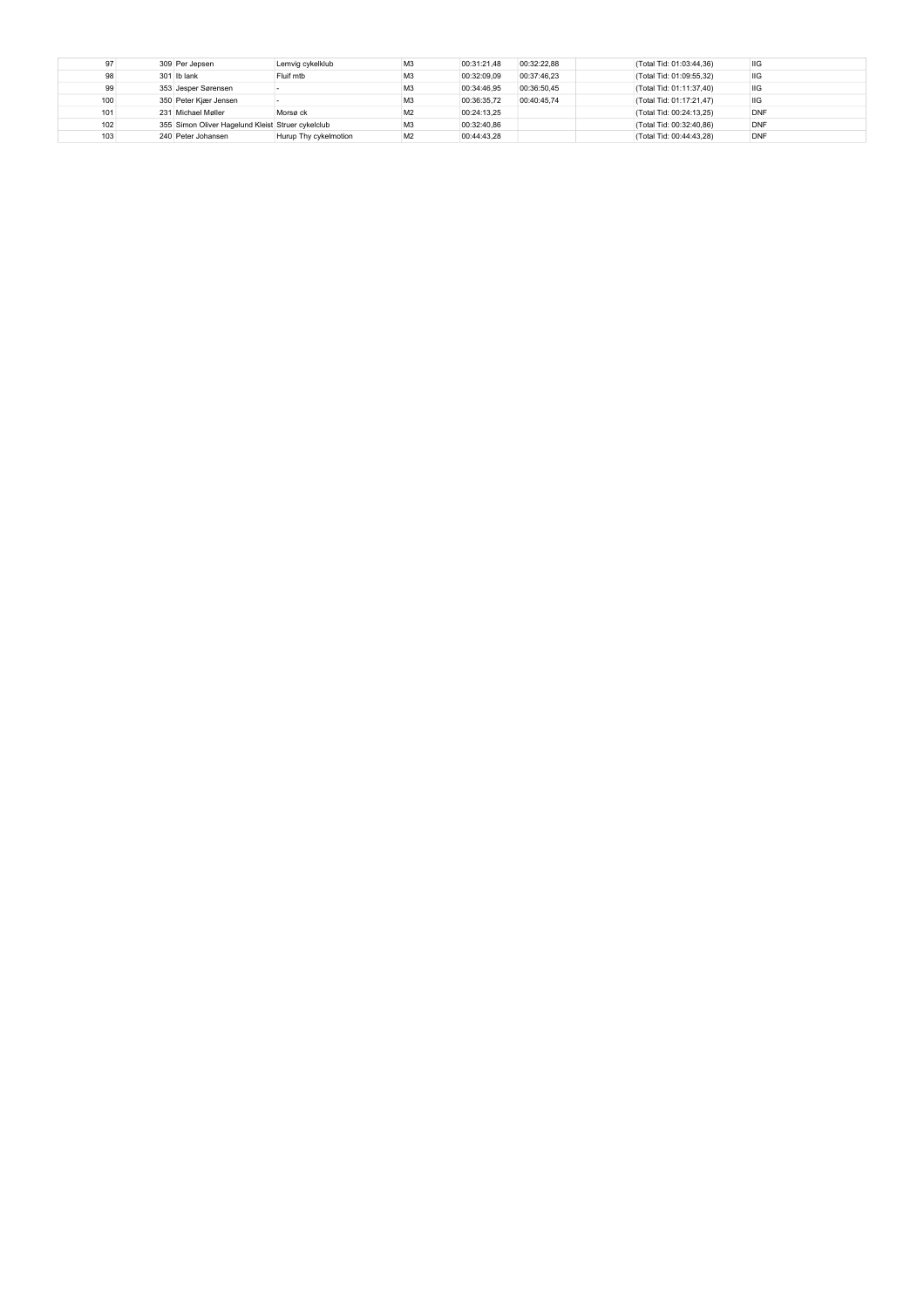| | | | | | | | | | |
|---|---|---|---|---|---|---|---|---|---|
| 97 | 309 | Per Jepsen | Lemvig cykelklub | M3 | 00:31:21,48 | 00:32:22,88 | | (Total Tid: 01:03:44,36) | IIG |
| 98 | 301 | Ib lank | Fluif mtb | M3 | 00:32:09,09 | 00:37:46,23 | | (Total Tid: 01:09:55,32) | IIG |
| 99 | 353 | Jesper Sørensen | - | M3 | 00:34:46,95 | 00:36:50,45 | | (Total Tid: 01:11:37,40) | IIG |
| 100 | 350 | Peter Kjær Jensen | - | M3 | 00:36:35,72 | 00:40:45,74 | | (Total Tid: 01:17:21,47) | IIG |
| 101 | 231 | Michael Møller | Morsø ck | M2 | 00:24:13,25 | | | (Total Tid: 00:24:13,25) | DNF |
| 102 | 355 | Simon Oliver Hagelund Kleist | Struer cykelclub | M3 | 00:32:40,86 | | | (Total Tid: 00:32:40,86) | DNF |
| 103 | 240 | Peter Johansen | Hurup Thy cykelmotion | M2 | 00:44:43,28 | | | (Total Tid: 00:44:43,28) | DNF |